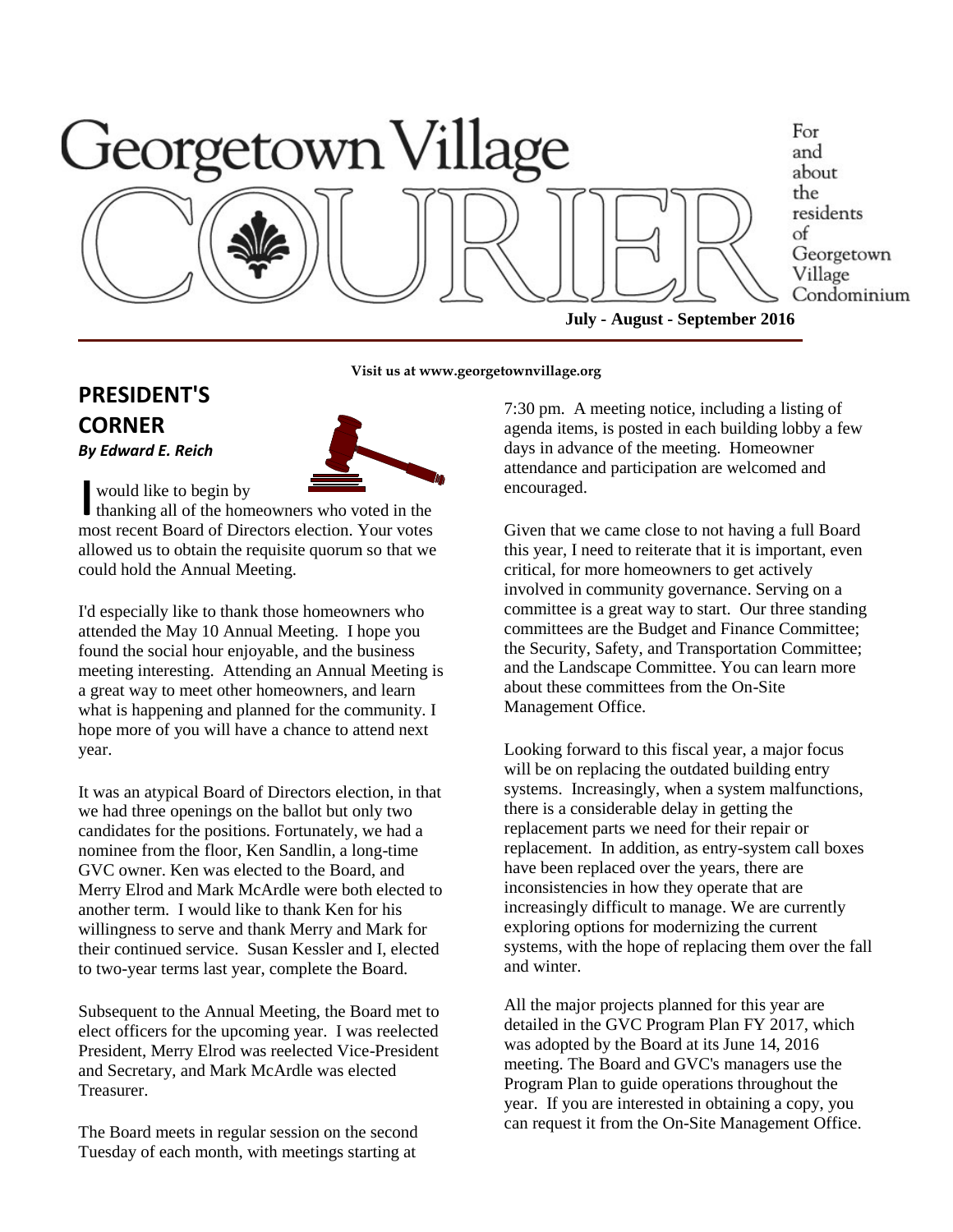# Georgetown Village COURIER

For and about the residents of Georgetown Village Condominium

**July - August - September 2016**

**Visit us at www.georgetownvillage.org**

## PRESIDENT'S CORNER

***By Edward E. Reich***

I would like to begin by thanking all of the homeowners who voted in the most recent Board of Directors election. Your votes allowed us to obtain the requisite quorum so that we could hold the Annual Meeting.

I'd especially like to thank those homeowners who attended the May 10 Annual Meeting. I hope you found the social hour enjoyable, and the business meeting interesting. Attending an Annual Meeting is a great way to meet other homeowners, and learn what is happening and planned for the community. I hope more of you will have a chance to attend next year.

It was an atypical Board of Directors election, in that we had three openings on the ballot but only two candidates for the positions. Fortunately, we had a nominee from the floor, Ken Sandlin, a long-time GVC owner. Ken was elected to the Board, and Merry Elrod and Mark McArdle were both elected to another term. I would like to thank Ken for his willingness to serve and thank Merry and Mark for their continued service. Susan Kessler and I, elected to two-year terms last year, complete the Board.

Subsequent to the Annual Meeting, the Board met to elect officers for the upcoming year. I was reelected President, Merry Elrod was reelected Vice-President and Secretary, and Mark McArdle was elected Treasurer.

The Board meets in regular session on the second Tuesday of each month, with meetings starting at 7:30 pm. A meeting notice, including a listing of agenda items, is posted in each building lobby a few days in advance of the meeting. Homeowner attendance and participation are welcomed and encouraged.

Given that we came close to not having a full Board this year, I need to reiterate that it is important, even critical, for more homeowners to get actively involved in community governance. Serving on a committee is a great way to start. Our three standing committees are the Budget and Finance Committee; the Security, Safety, and Transportation Committee; and the Landscape Committee. You can learn more about these committees from the On-Site Management Office.

Looking forward to this fiscal year, a major focus will be on replacing the outdated building entry systems. Increasingly, when a system malfunctions, there is a considerable delay in getting the replacement parts we need for their repair or replacement. In addition, as entry-system call boxes have been replaced over the years, there are inconsistencies in how they operate that are increasingly difficult to manage. We are currently exploring options for modernizing the current systems, with the hope of replacing them over the fall and winter.

All the major projects planned for this year are detailed in the GVC Program Plan FY 2017, which was adopted by the Board at its June 14, 2016 meeting. The Board and GVC's managers use the Program Plan to guide operations throughout the year. If you are interested in obtaining a copy, you can request it from the On-Site Management Office.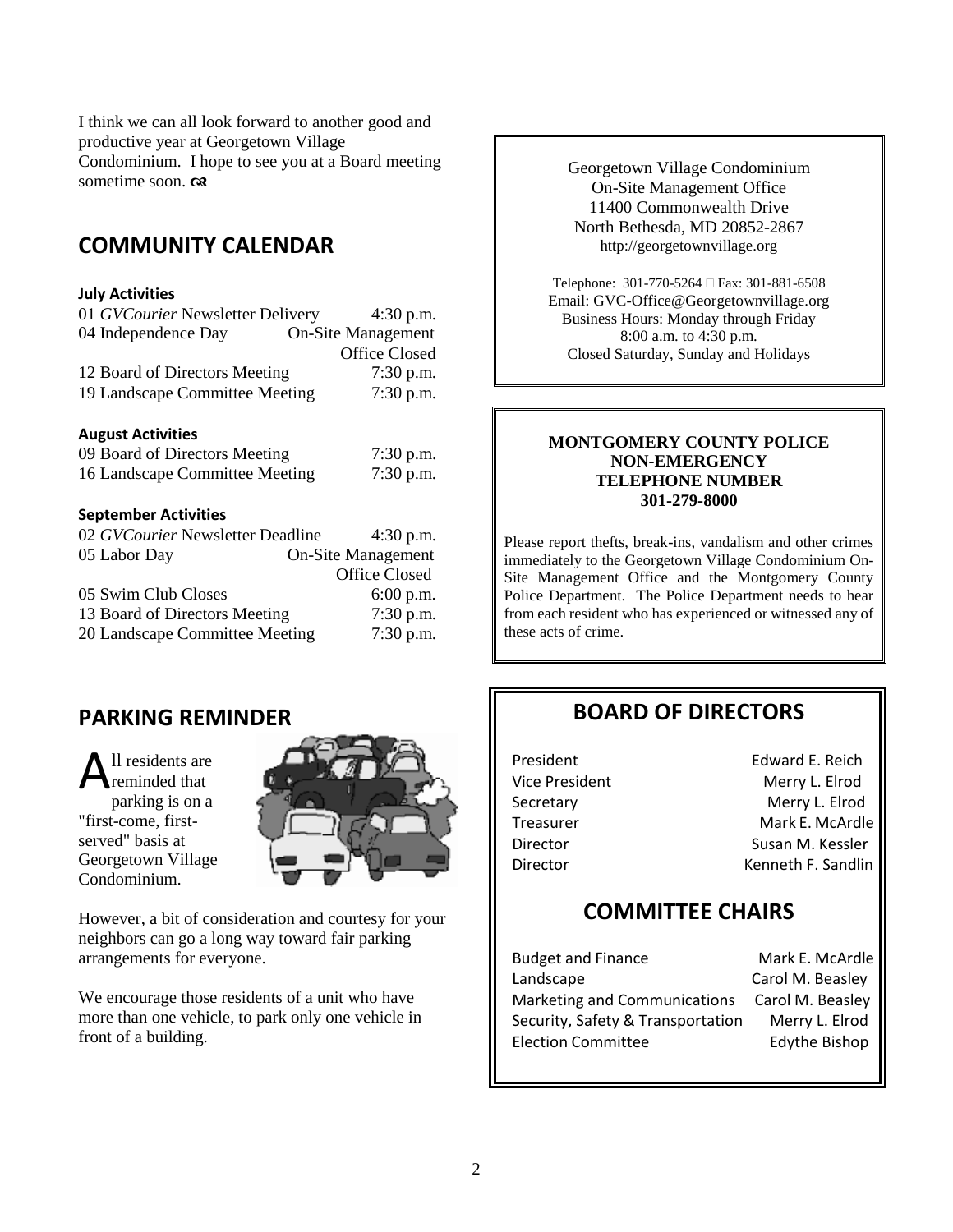I think we can all look forward to another good and productive year at Georgetown Village Condominium. I hope to see you at a Board meeting sometime soon. ☙

## COMMUNITY CALENDAR

**July Activities**

| | |
|---|---|
| 01 *GVCourier* Newsletter Delivery | 4:30 p.m. |
| 04 Independence Day | On-Site Management Office Closed |
| 12 Board of Directors Meeting | 7:30 p.m. |
| 19 Landscape Committee Meeting | 7:30 p.m. |

**August Activities**

| | |
|---|---|
| 09 Board of Directors Meeting | 7:30 p.m. |
| 16 Landscape Committee Meeting | 7:30 p.m. |

**September Activities**

| | |
|---|---|
| 02 *GVCourier* Newsletter Deadline | 4:30 p.m. |
| 05 Labor Day | On-Site Management Office Closed |
| 05 Swim Club Closes | 6:00 p.m. |
| 13 Board of Directors Meeting | 7:30 p.m. |
| 20 Landscape Committee Meeting | 7:30 p.m. |

## PARKING REMINDER

All residents are reminded that parking is on a "first-come, first-served" basis at Georgetown Village Condominium.

However, a bit of consideration and courtesy for your neighbors can go a long way toward fair parking arrangements for everyone.

We encourage those residents of a unit who have more than one vehicle, to park only one vehicle in front of a building.

Georgetown Village Condominium
On-Site Management Office
11400 Commonwealth Drive
North Bethesda, MD 20852-2867
http://georgetownvillage.org

Telephone: 301-770-5264 □ Fax: 301-881-6508
Email: GVC-Office@Georgetownvillage.org
Business Hours: Monday through Friday
8:00 a.m. to 4:30 p.m.
Closed Saturday, Sunday and Holidays

**MONTGOMERY COUNTY POLICE NON-EMERGENCY TELEPHONE NUMBER**
**301-279-8000**

Please report thefts, break-ins, vandalism and other crimes immediately to the Georgetown Village Condominium On-Site Management Office and the Montgomery County Police Department. The Police Department needs to hear from each resident who has experienced or witnessed any of these acts of crime.

## BOARD OF DIRECTORS

| | |
|---|---|
| President | Edward E. Reich |
| Vice President | Merry L. Elrod |
| Secretary | Merry L. Elrod |
| Treasurer | Mark E. McArdle |
| Director | Susan M. Kessler |
| Director | Kenneth F. Sandlin |

## COMMITTEE CHAIRS

| | |
|---|---|
| Budget and Finance | Mark E. McArdle |
| Landscape | Carol M. Beasley |
| Marketing and Communications | Carol M. Beasley |
| Security, Safety & Transportation | Merry L. Elrod |
| Election Committee | Edythe Bishop |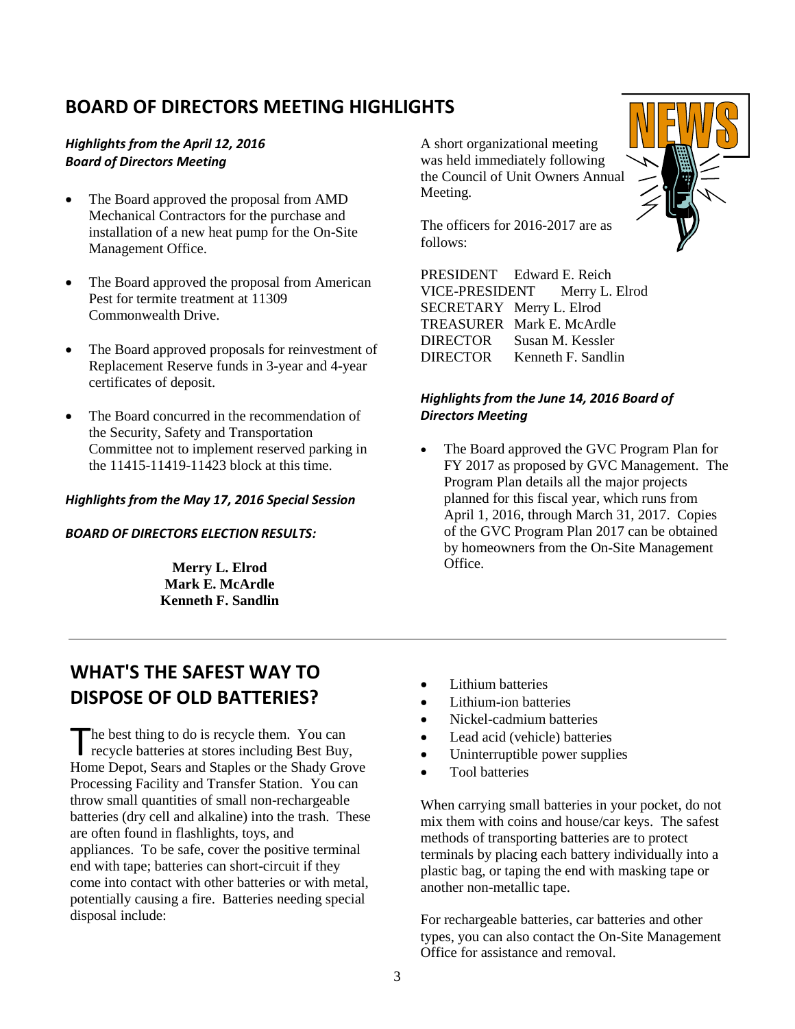## BOARD OF DIRECTORS MEETING HIGHLIGHTS

***Highlights from the April 12, 2016 Board of Directors Meeting***

- The Board approved the proposal from AMD Mechanical Contractors for the purchase and installation of a new heat pump for the On-Site Management Office.
- The Board approved the proposal from American Pest for termite treatment at 11309 Commonwealth Drive.
- The Board approved proposals for reinvestment of Replacement Reserve funds in 3-year and 4-year certificates of deposit.
- The Board concurred in the recommendation of the Security, Safety and Transportation Committee not to implement reserved parking in the 11415-11419-11423 block at this time.

***Highlights from the May 17, 2016 Special Session***

***BOARD OF DIRECTORS ELECTION RESULTS:***

**Merry L. Elrod**
**Mark E. McArdle**
**Kenneth F. Sandlin**

A short organizational meeting was held immediately following the Council of Unit Owners Annual Meeting.

The officers for 2016-2017 are as follows:

| | |
|---|---|
| PRESIDENT | Edward E. Reich |
| VICE-PRESIDENT | Merry L. Elrod |
| SECRETARY | Merry L. Elrod |
| TREASURER | Mark E. McArdle |
| DIRECTOR | Susan M. Kessler |
| DIRECTOR | Kenneth F. Sandlin |

***Highlights from the June 14, 2016 Board of Directors Meeting***

- The Board approved the GVC Program Plan for FY 2017 as proposed by GVC Management. The Program Plan details all the major projects planned for this fiscal year, which runs from April 1, 2016, through March 31, 2017. Copies of the GVC Program Plan 2017 can be obtained by homeowners from the On-Site Management Office.

## WHAT'S THE SAFEST WAY TO DISPOSE OF OLD BATTERIES?

The best thing to do is recycle them. You can recycle batteries at stores including Best Buy, Home Depot, Sears and Staples or the Shady Grove Processing Facility and Transfer Station. You can throw small quantities of small non-rechargeable batteries (dry cell and alkaline) into the trash. These are often found in flashlights, toys, and appliances. To be safe, cover the positive terminal end with tape; batteries can short-circuit if they come into contact with other batteries or with metal, potentially causing a fire. Batteries needing special disposal include:

- Lithium batteries
- Lithium-ion batteries
- Nickel-cadmium batteries
- Lead acid (vehicle) batteries
- Uninterruptible power supplies
- Tool batteries

When carrying small batteries in your pocket, do not mix them with coins and house/car keys. The safest methods of transporting batteries are to protect terminals by placing each battery individually into a plastic bag, or taping the end with masking tape or another non-metallic tape.

For rechargeable batteries, car batteries and other types, you can also contact the On-Site Management Office for assistance and removal.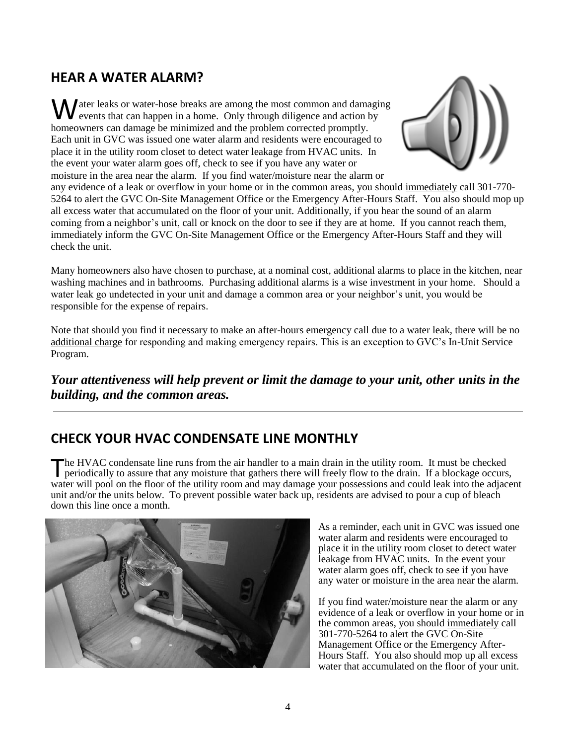## HEAR A WATER ALARM?

Water leaks or water-hose breaks are among the most common and damaging events that can happen in a home. Only through diligence and action by homeowners can damage be minimized and the problem corrected promptly. Each unit in GVC was issued one water alarm and residents were encouraged to place it in the utility room closet to detect water leakage from HVAC units. In the event your water alarm goes off, check to see if you have any water or moisture in the area near the alarm. If you find water/moisture near the alarm or any evidence of a leak or overflow in your home or in the common areas, you should immediately call 301-770-5264 to alert the GVC On-Site Management Office or the Emergency After-Hours Staff. You also should mop up all excess water that accumulated on the floor of your unit. Additionally, if you hear the sound of an alarm coming from a neighbor's unit, call or knock on the door to see if they are at home. If you cannot reach them, immediately inform the GVC On-Site Management Office or the Emergency After-Hours Staff and they will check the unit.

Many homeowners also have chosen to purchase, at a nominal cost, additional alarms to place in the kitchen, near washing machines and in bathrooms. Purchasing additional alarms is a wise investment in your home. Should a water leak go undetected in your unit and damage a common area or your neighbor's unit, you would be responsible for the expense of repairs.

Note that should you find it necessary to make an after-hours emergency call due to a water leak, there will be no additional charge for responding and making emergency repairs. This is an exception to GVC's In-Unit Service Program.

***Your attentiveness will help prevent or limit the damage to your unit, other units in the building, and the common areas.***

---

## CHECK YOUR HVAC CONDENSATE LINE MONTHLY

The HVAC condensate line runs from the air handler to a main drain in the utility room. It must be checked periodically to assure that any moisture that gathers there will freely flow to the drain. If a blockage occurs, water will pool on the floor of the utility room and may damage your possessions and could leak into the adjacent unit and/or the units below. To prevent possible water back up, residents are advised to pour a cup of bleach down this line once a month.

As a reminder, each unit in GVC was issued one water alarm and residents were encouraged to place it in the utility room closet to detect water leakage from HVAC units. In the event your water alarm goes off, check to see if you have any water or moisture in the area near the alarm.

If you find water/moisture near the alarm or any evidence of a leak or overflow in your home or in the common areas, you should immediately call 301-770-5264 to alert the GVC On-Site Management Office or the Emergency After-Hours Staff. You also should mop up all excess water that accumulated on the floor of your unit.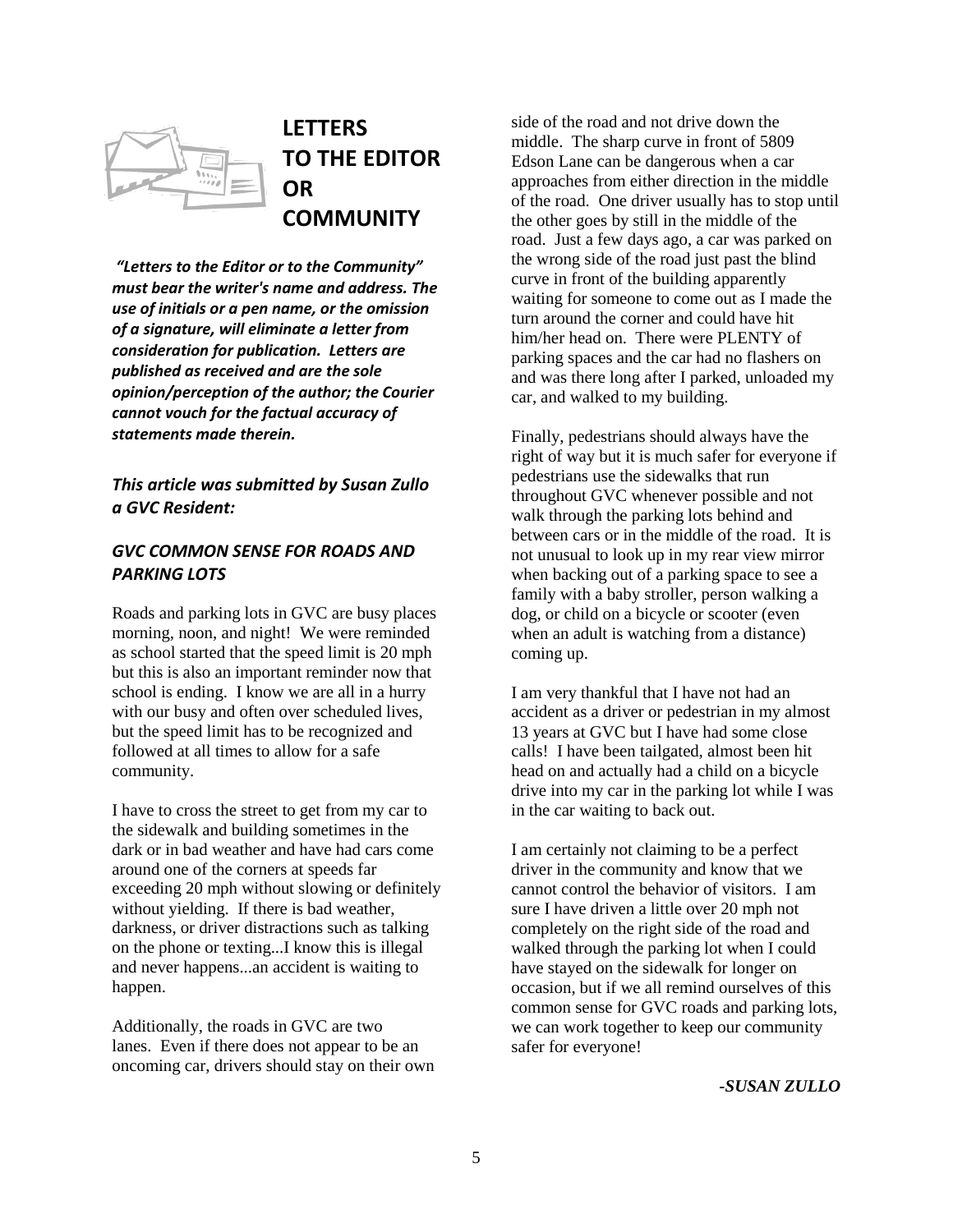# LETTERS TO THE EDITOR OR COMMUNITY

***"Letters to the Editor or to the Community" must bear the writer's name and address. The use of initials or a pen name, or the omission of a signature, will eliminate a letter from consideration for publication. Letters are published as received and are the sole opinion/perception of the author; the Courier cannot vouch for the factual accuracy of statements made therein.***

***This article was submitted by Susan Zullo a GVC Resident:***

## *GVC COMMON SENSE FOR ROADS AND PARKING LOTS*

Roads and parking lots in GVC are busy places morning, noon, and night! We were reminded as school started that the speed limit is 20 mph but this is also an important reminder now that school is ending. I know we are all in a hurry with our busy and often over scheduled lives, but the speed limit has to be recognized and followed at all times to allow for a safe community.

I have to cross the street to get from my car to the sidewalk and building sometimes in the dark or in bad weather and have had cars come around one of the corners at speeds far exceeding 20 mph without slowing or definitely without yielding. If there is bad weather, darkness, or driver distractions such as talking on the phone or texting...I know this is illegal and never happens...an accident is waiting to happen.

Additionally, the roads in GVC are two lanes. Even if there does not appear to be an oncoming car, drivers should stay on their own side of the road and not drive down the middle. The sharp curve in front of 5809 Edson Lane can be dangerous when a car approaches from either direction in the middle of the road. One driver usually has to stop until the other goes by still in the middle of the road. Just a few days ago, a car was parked on the wrong side of the road just past the blind curve in front of the building apparently waiting for someone to come out as I made the turn around the corner and could have hit him/her head on. There were PLENTY of parking spaces and the car had no flashers on and was there long after I parked, unloaded my car, and walked to my building.

Finally, pedestrians should always have the right of way but it is much safer for everyone if pedestrians use the sidewalks that run throughout GVC whenever possible and not walk through the parking lots behind and between cars or in the middle of the road. It is not unusual to look up in my rear view mirror when backing out of a parking space to see a family with a baby stroller, person walking a dog, or child on a bicycle or scooter (even when an adult is watching from a distance) coming up.

I am very thankful that I have not had an accident as a driver or pedestrian in my almost 13 years at GVC but I have had some close calls! I have been tailgated, almost been hit head on and actually had a child on a bicycle drive into my car in the parking lot while I was in the car waiting to back out.

I am certainly not claiming to be a perfect driver in the community and know that we cannot control the behavior of visitors. I am sure I have driven a little over 20 mph not completely on the right side of the road and walked through the parking lot when I could have stayed on the sidewalk for longer on occasion, but if we all remind ourselves of this common sense for GVC roads and parking lots, we can work together to keep our community safer for everyone!

***-SUSAN ZULLO***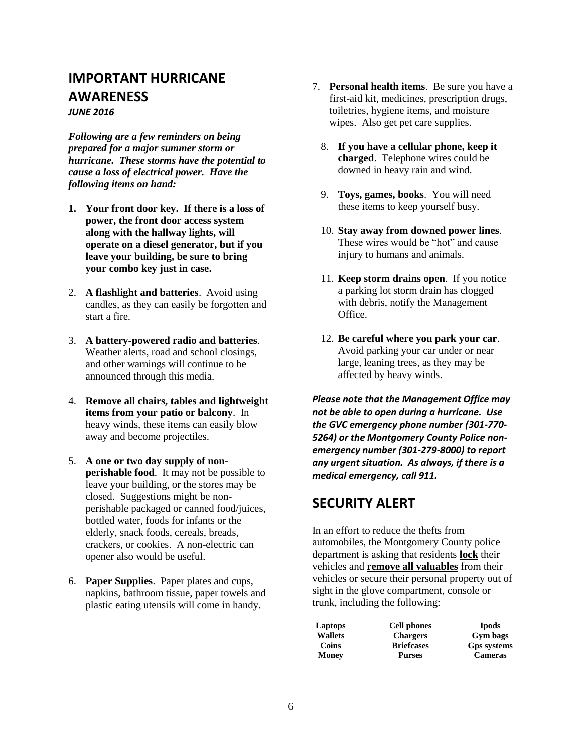## IMPORTANT HURRICANE AWARENESS

***JUNE 2016***

***Following are a few reminders on being prepared for a major summer storm or hurricane. These storms have the potential to cause a loss of electrical power. Have the following items on hand:***

1. **Your front door key. If there is a loss of power, the front door access system along with the hallway lights, will operate on a diesel generator, but if you leave your building, be sure to bring your combo key just in case.**
2. **A flashlight and batteries**. Avoid using candles, as they can easily be forgotten and start a fire.
3. **A battery-powered radio and batteries**. Weather alerts, road and school closings, and other warnings will continue to be announced through this media.
4. **Remove all chairs, tables and lightweight items from your patio or balcony**. In heavy winds, these items can easily blow away and become projectiles.
5. **A one or two day supply of non-perishable food**. It may not be possible to leave your building, or the stores may be closed. Suggestions might be non-perishable packaged or canned food/juices, bottled water, foods for infants or the elderly, snack foods, cereals, breads, crackers, or cookies. A non-electric can opener also would be useful.
6. **Paper Supplies**. Paper plates and cups, napkins, bathroom tissue, paper towels and plastic eating utensils will come in handy.
7. **Personal health items**. Be sure you have a first-aid kit, medicines, prescription drugs, toiletries, hygiene items, and moisture wipes. Also get pet care supplies.
8. **If you have a cellular phone, keep it charged**. Telephone wires could be downed in heavy rain and wind.
9. **Toys, games, books**. You will need these items to keep yourself busy.
10. **Stay away from downed power lines**. These wires would be "hot" and cause injury to humans and animals.
11. **Keep storm drains open**. If you notice a parking lot storm drain has clogged with debris, notify the Management Office.
12. **Be careful where you park your car**. Avoid parking your car under or near large, leaning trees, as they may be affected by heavy winds.

***Please note that the Management Office may not be able to open during a hurricane. Use the GVC emergency phone number (301-770-5264) or the Montgomery County Police non-emergency number (301-279-8000) to report any urgent situation. As always, if there is a medical emergency, call 911.***

## SECURITY ALERT

In an effort to reduce the thefts from automobiles, the Montgomery County police department is asking that residents **lock** their vehicles and **remove all valuables** from their vehicles or secure their personal property out of sight in the glove compartment, console or trunk, including the following:

| | | |
|---|---|---|
| **Laptops** | **Cell phones** | **Ipods** |
| **Wallets** | **Chargers** | **Gym bags** |
| **Coins** | **Briefcases** | **Gps systems** |
| **Money** | **Purses** | **Cameras** |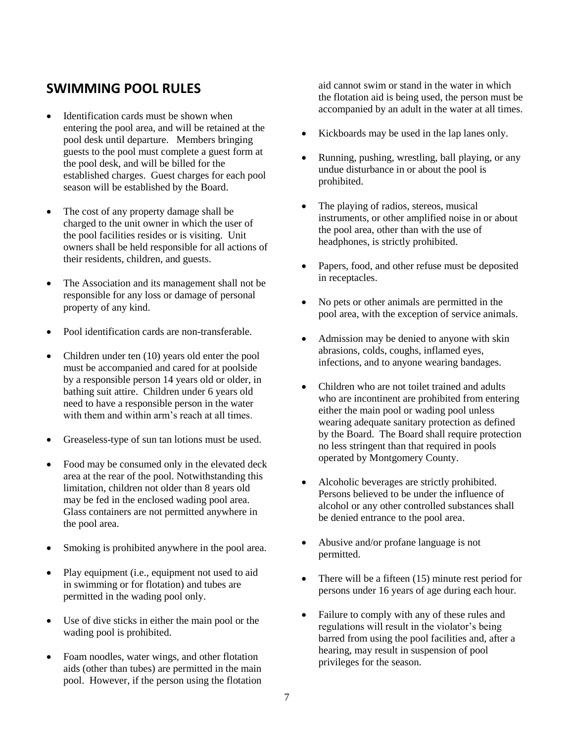## SWIMMING POOL RULES

- Identification cards must be shown when entering the pool area, and will be retained at the pool desk until departure. Members bringing guests to the pool must complete a guest form at the pool desk, and will be billed for the established charges. Guest charges for each pool season will be established by the Board.
- The cost of any property damage shall be charged to the unit owner in which the user of the pool facilities resides or is visiting. Unit owners shall be held responsible for all actions of their residents, children, and guests.
- The Association and its management shall not be responsible for any loss or damage of personal property of any kind.
- Pool identification cards are non-transferable.
- Children under ten (10) years old enter the pool must be accompanied and cared for at poolside by a responsible person 14 years old or older, in bathing suit attire. Children under 6 years old need to have a responsible person in the water with them and within arm's reach at all times.
- Greaseless-type of sun tan lotions must be used.
- Food may be consumed only in the elevated deck area at the rear of the pool. Notwithstanding this limitation, children not older than 8 years old may be fed in the enclosed wading pool area. Glass containers are not permitted anywhere in the pool area.
- Smoking is prohibited anywhere in the pool area.
- Play equipment (i.e., equipment not used to aid in swimming or for flotation) and tubes are permitted in the wading pool only.
- Use of dive sticks in either the main pool or the wading pool is prohibited.
- Foam noodles, water wings, and other flotation aids (other than tubes) are permitted in the main pool. However, if the person using the flotation aid cannot swim or stand in the water in which the flotation aid is being used, the person must be accompanied by an adult in the water at all times.
- Kickboards may be used in the lap lanes only.
- Running, pushing, wrestling, ball playing, or any undue disturbance in or about the pool is prohibited.
- The playing of radios, stereos, musical instruments, or other amplified noise in or about the pool area, other than with the use of headphones, is strictly prohibited.
- Papers, food, and other refuse must be deposited in receptacles.
- No pets or other animals are permitted in the pool area, with the exception of service animals.
- Admission may be denied to anyone with skin abrasions, colds, coughs, inflamed eyes, infections, and to anyone wearing bandages.
- Children who are not toilet trained and adults who are incontinent are prohibited from entering either the main pool or wading pool unless wearing adequate sanitary protection as defined by the Board. The Board shall require protection no less stringent than that required in pools operated by Montgomery County.
- Alcoholic beverages are strictly prohibited. Persons believed to be under the influence of alcohol or any other controlled substances shall be denied entrance to the pool area.
- Abusive and/or profane language is not permitted.
- There will be a fifteen (15) minute rest period for persons under 16 years of age during each hour.
- Failure to comply with any of these rules and regulations will result in the violator's being barred from using the pool facilities and, after a hearing, may result in suspension of pool privileges for the season.